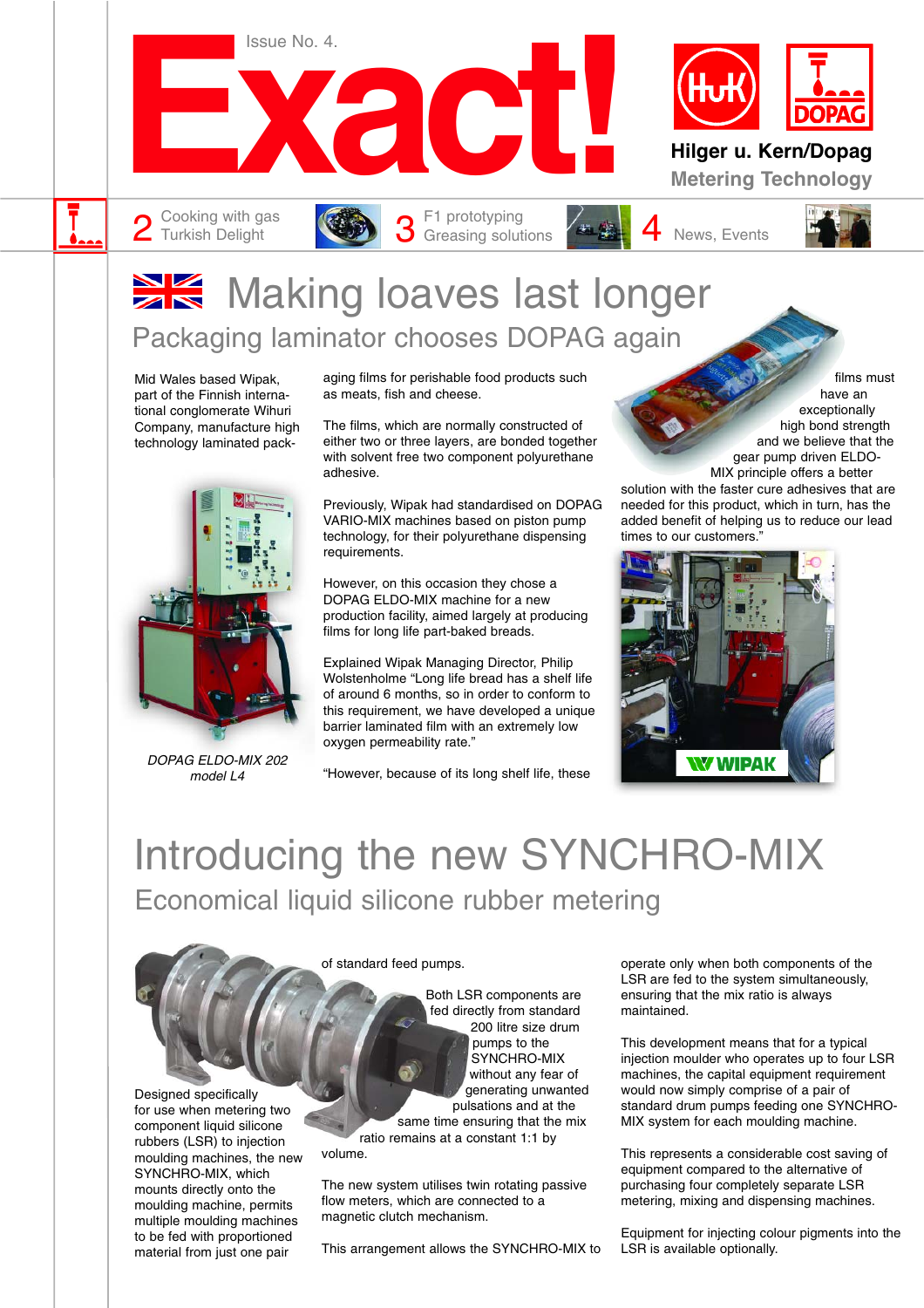# Exact!

Issue No. 4.

Hilger u. Kern/Dopag

Metering Technology

2 Cooking with gas — Turkish Delight
3 F1 prototyping — Greasing solutions
4 News, Events

## Making loaves last longer

### Packaging laminator chooses DOPAG again

Mid Wales based Wipak, part of the Finnish international conglomerate Wihuri Company, manufacture high technology laminated packaging films for perishable food products such as meats, fish and cheese.

The films, which are normally constructed of either two or three layers, are bonded together with solvent free two component polyurethane adhesive.

Previously, Wipak had standardised on DOPAG VARIO-MIX machines based on piston pump technology, for their polyurethane dispensing requirements.

However, on this occasion they chose a DOPAG ELDO-MIX machine for a new production facility, aimed largely at producing films for long life part-baked breads.

Explained Wipak Managing Director, Philip Wolstenholme "Long life bread has a shelf life of around 6 months, so in order to conform to this requirement, we have developed a unique barrier laminated film with an extremely low oxygen permeability rate."

"However, because of its long shelf life, these films must have an exceptionally high bond strength and we believe that the gear pump driven ELDO-MIX principle offers a better solution with the faster cure adhesives that are needed for this product, which in turn, has the added benefit of helping us to reduce our lead times to our customers."

*DOPAG ELDO-MIX 202 model L4*

## Introducing the new SYNCHRO-MIX

### Economical liquid silicone rubber metering

Designed specifically for use when metering two component liquid silicone rubbers (LSR) to injection moulding machines, the new SYNCHRO-MIX, which mounts directly onto the moulding machine, permits multiple moulding machines to be fed with proportioned material from just one pair of standard feed pumps.

Both LSR components are fed directly from standard 200 litre size drum pumps to the SYNCHRO-MIX without any fear of generating unwanted pulsations and at the same time ensuring that the mix ratio remains at a constant 1:1 by volume.

The new system utilises twin rotating passive flow meters, which are connected to a magnetic clutch mechanism.

This arrangement allows the SYNCHRO-MIX to operate only when both components of the LSR are fed to the system simultaneously, ensuring that the mix ratio is always maintained.

This development means that for a typical injection moulder who operates up to four LSR machines, the capital equipment requirement would now simply comprise of a pair of standard drum pumps feeding one SYNCHRO-MIX system for each moulding machine.

This represents a considerable cost saving of equipment compared to the alternative of purchasing four completely separate LSR metering, mixing and dispensing machines.

Equipment for injecting colour pigments into the LSR is available optionally.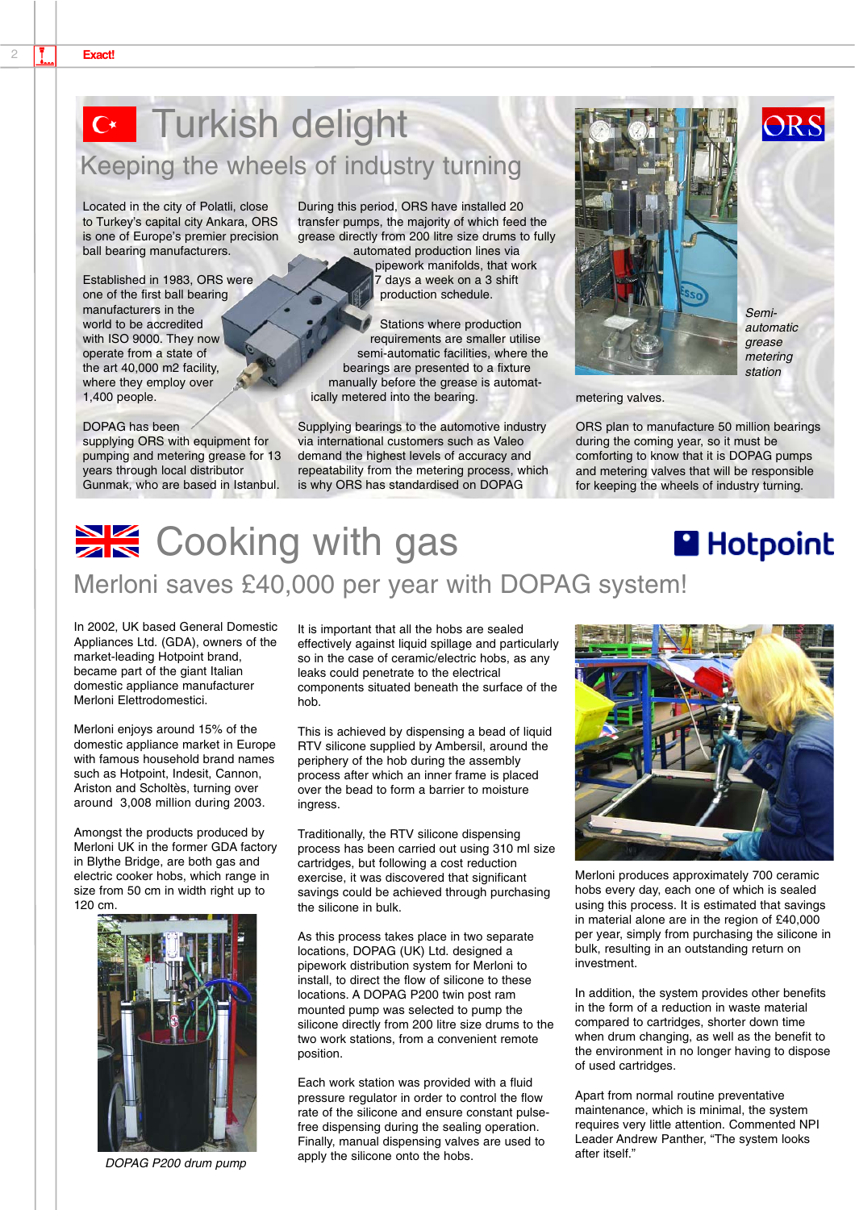# Turkish delight

## Keeping the wheels of industry turning

Located in the city of Polatli, close to Turkey's capital city Ankara, ORS is one of Europe's premier precision ball bearing manufacturers.

Established in 1983, ORS were one of the first ball bearing manufacturers in the world to be accredited with ISO 9000. They now operate from a state of the art 40,000 m2 facility, where they employ over 1,400 people.

DOPAG has been supplying ORS with equipment for pumping and metering grease for 13 years through local distributor Gunmak, who are based in Istanbul.

During this period, ORS have installed 20 transfer pumps, the majority of which feed the grease directly from 200 litre size drums to fully automated production lines via pipework manifolds, that work 7 days a week on a 3 shift production schedule.

Stations where production requirements are smaller utilise semi-automatic facilities, where the bearings are presented to a fixture manually before the grease is automatically metered into the bearing.

Supplying bearings to the automotive industry via international customers such as Valeo demand the highest levels of accuracy and repeatability from the metering process, which is why ORS has standardised on DOPAG metering valves.

*Semi-automatic grease metering station*

ORS plan to manufacture 50 million bearings during the coming year, so it must be comforting to know that it is DOPAG pumps and metering valves that will be responsible for keeping the wheels of industry turning.

# Cooking with gas

## Merloni saves £40,000 per year with DOPAG system!

In 2002, UK based General Domestic Appliances Ltd. (GDA), owners of the market-leading Hotpoint brand, became part of the giant Italian domestic appliance manufacturer Merloni Elettrodomestici.

Merloni enjoys around 15% of the domestic appliance market in Europe with famous household brand names such as Hotpoint, Indesit, Cannon, Ariston and Scholtès, turning over around 3,008 million during 2003.

Amongst the products produced by Merloni UK in the former GDA factory in Blythe Bridge, are both gas and electric cooker hobs, which range in size from 50 cm in width right up to 120 cm.

*DOPAG P200 drum pump*

It is important that all the hobs are sealed effectively against liquid spillage and particularly so in the case of ceramic/electric hobs, as any leaks could penetrate to the electrical components situated beneath the surface of the hob.

This is achieved by dispensing a bead of liquid RTV silicone supplied by Ambersil, around the periphery of the hob during the assembly process after which an inner frame is placed over the bead to form a barrier to moisture ingress.

Traditionally, the RTV silicone dispensing process has been carried out using 310 ml size cartridges, but following a cost reduction exercise, it was discovered that significant savings could be achieved through purchasing the silicone in bulk.

As this process takes place in two separate locations, DOPAG (UK) Ltd. designed a pipework distribution system for Merloni to install, to direct the flow of silicone to these locations. A DOPAG P200 twin post ram mounted pump was selected to pump the silicone directly from 200 litre size drums to the two work stations, from a convenient remote position.

Each work station was provided with a fluid pressure regulator in order to control the flow rate of the silicone and ensure constant pulse-free dispensing during the sealing operation. Finally, manual dispensing valves are used to apply the silicone onto the hobs.

Merloni produces approximately 700 ceramic hobs every day, each one of which is sealed using this process. It is estimated that savings in material alone are in the region of £40,000 per year, simply from purchasing the silicone in bulk, resulting in an outstanding return on investment.

In addition, the system provides other benefits in the form of a reduction in waste material compared to cartridges, shorter down time when drum changing, as well as the benefit to the environment in no longer having to dispose of used cartridges.

Apart from normal routine preventative maintenance, which is minimal, the system requires very little attention. Commented NPI Leader Andrew Panther, "The system looks after itself."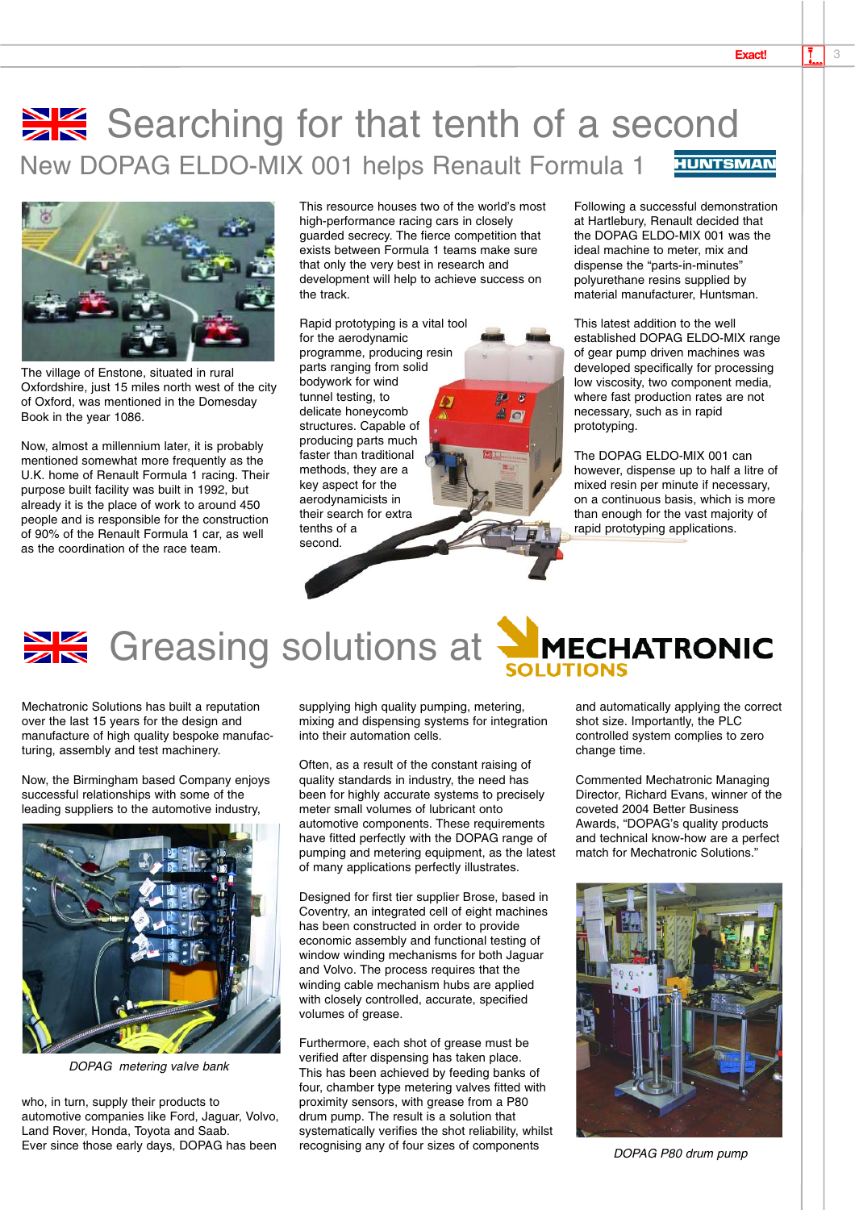# Searching for that tenth of a second

## New DOPAG ELDO-MIX 001 helps Renault Formula 1

The village of Enstone, situated in rural Oxfordshire, just 15 miles north west of the city of Oxford, was mentioned in the Domesday Book in the year 1086.

Now, almost a millennium later, it is probably mentioned somewhat more frequently as the U.K. home of Renault Formula 1 racing. Their purpose built facility was built in 1992, but already it is the place of work to around 450 people and is responsible for the construction of 90% of the Renault Formula 1 car, as well as the coordination of the race team.

This resource houses two of the world's most high-performance racing cars in closely guarded secrecy. The fierce competition that exists between Formula 1 teams make sure that only the very best in research and development will help to achieve success on the track.

Rapid prototyping is a vital tool for the aerodynamic programme, producing resin parts ranging from solid bodywork for wind tunnel testing, to delicate honeycomb structures. Capable of producing parts much faster than traditional methods, they are a key aspect for the aerodynamicists in their search for extra tenths of a second.

Following a successful demonstration at Hartlebury, Renault decided that the DOPAG ELDO-MIX 001 was the ideal machine to meter, mix and dispense the "parts-in-minutes" polyurethane resins supplied by material manufacturer, Huntsman.

This latest addition to the well established DOPAG ELDO-MIX range of gear pump driven machines was developed specifically for processing low viscosity, two component media, where fast production rates are not necessary, such as in rapid prototyping.

The DOPAG ELDO-MIX 001 can however, dispense up to half a litre of mixed resin per minute if necessary, on a continuous basis, which is more than enough for the vast majority of rapid prototyping applications.

# Greasing solutions at MECHATRONIC SOLUTIONS

Mechatronic Solutions has built a reputation over the last 15 years for the design and manufacture of high quality bespoke manufacturing, assembly and test machinery.

Now, the Birmingham based Company enjoys successful relationships with some of the leading suppliers to the automotive industry,

*DOPAG metering valve bank*

who, in turn, supply their products to automotive companies like Ford, Jaguar, Volvo, Land Rover, Honda, Toyota and Saab.
Ever since those early days, DOPAG has been supplying high quality pumping, metering, mixing and dispensing systems for integration into their automation cells.

Often, as a result of the constant raising of quality standards in industry, the need has been for highly accurate systems to precisely meter small volumes of lubricant onto automotive components. These requirements have fitted perfectly with the DOPAG range of pumping and metering equipment, as the latest of many applications perfectly illustrates.

Designed for first tier supplier Brose, based in Coventry, an integrated cell of eight machines has been constructed in order to provide economic assembly and functional testing of window winding mechanisms for both Jaguar and Volvo. The process requires that the winding cable mechanism hubs are applied with closely controlled, accurate, specified volumes of grease.

Furthermore, each shot of grease must be verified after dispensing has taken place. This has been achieved by feeding banks of four, chamber type metering valves fitted with proximity sensors, with grease from a P80 drum pump. The result is a solution that systematically verifies the shot reliability, whilst recognising any of four sizes of components and automatically applying the correct shot size. Importantly, the PLC controlled system complies to zero change time.

Commented Mechatronic Managing Director, Richard Evans, winner of the coveted 2004 Better Business Awards, "DOPAG's quality products and technical know-how are a perfect match for Mechatronic Solutions."

*DOPAG P80 drum pump*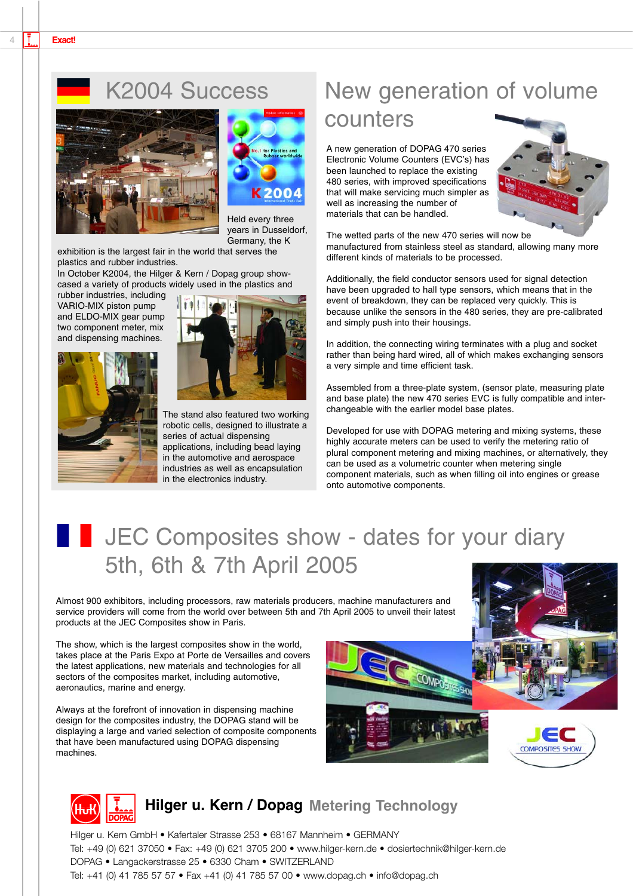## K2004 Success

Held every three years in Dusseldorf, Germany, the K exhibition is the largest fair in the world that serves the plastics and rubber industries.

In October K2004, the Hilger & Kern / Dopag group show-cased a variety of products widely used in the plastics and rubber industries, including VARIO-MIX piston pump and ELDO-MIX gear pump two component meter, mix and dispensing machines.

The stand also featured two working robotic cells, designed to illustrate a series of actual dispensing applications, including bead laying in the automotive and aerospace industries as well as encapsulation in the electronics industry.

## New generation of volume counters

A new generation of DOPAG 470 series Electronic Volume Counters (EVC's) has been launched to replace the existing 480 series, with improved specifications that will make servicing much simpler as well as increasing the number of materials that can be handled.

The wetted parts of the new 470 series will now be manufactured from stainless steel as standard, allowing many more different kinds of materials to be processed.

Additionally, the field conductor sensors used for signal detection have been upgraded to hall type sensors, which means that in the event of breakdown, they can be replaced very quickly. This is because unlike the sensors in the 480 series, they are pre-calibrated and simply push into their housings.

In addition, the connecting wiring terminates with a plug and socket rather than being hard wired, all of which makes exchanging sensors a very simple and time efficient task.

Assembled from a three-plate system, (sensor plate, measuring plate and base plate) the new 470 series EVC is fully compatible and inter-changeable with the earlier model base plates.

Developed for use with DOPAG metering and mixing systems, these highly accurate meters can be used to verify the metering ratio of plural component metering and mixing machines, or alternatively, they can be used as a volumetric counter when metering single component materials, such as when filling oil into engines or grease onto automotive components.

## JEC Composites show - dates for your diary 5th, 6th & 7th April 2005

Almost 900 exhibitors, including processors, raw materials producers, machine manufacturers and service providers will come from the world over between 5th and 7th April 2005 to unveil their latest products at the JEC Composites show in Paris.

The show, which is the largest composites show in the world, takes place at the Paris Expo at Porte de Versailles and covers the latest applications, new materials and technologies for all sectors of the composites market, including automotive, aeronautics, marine and energy.

Always at the forefront of innovation in dispensing machine design for the composites industry, the DOPAG stand will be displaying a large and varied selection of composite components that have been manufactured using DOPAG dispensing machines.

**Hilger u. Kern / Dopag** Metering Technology

Hilger u. Kern GmbH • Kafertaler Strasse 253 • 68167 Mannheim • GERMANY
Tel: +49 (0) 621 37050 • Fax: +49 (0) 621 3705 200 • www.hilger-kern.de • dosiertechnik@hilger-kern.de
DOPAG • Langackerstrasse 25 • 6330 Cham • SWITZERLAND
Tel: +41 (0) 41 785 57 57 • Fax +41 (0) 41 785 57 00 • www.dopag.ch • info@dopag.ch